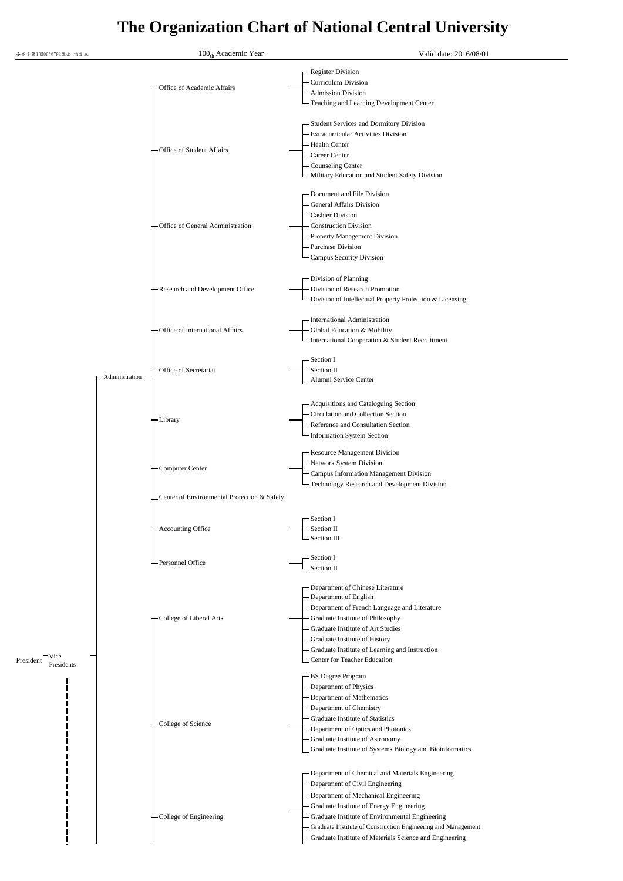# The Organization Chart of National Central University

臺高字第1050066792號函 核定本

$100_{th}$ Academic Year

Valid date: 2016/08/01

- President
  - Vice Presidents
    - Administration
      - Office of Academic Affairs
        - Register Division
        - Curriculum Division
        - Admission Division
        - Teaching and Learning Development Center
      - Office of Student Affairs
        - Student Services and Dormitory Division
        - Extracurricular Activities Division
        - Health Center
        - Career Center
        - Counseling Center
        - Military Education and Student Safety Division
      - Office of General Administration
        - Document and File Division
        - General Affairs Division
        - Cashier Division
        - Construction Division
        - Property Management Division
        - Purchase Division
        - Campus Security Division
      - Research and Development Office
        - Division of Planning
        - Division of Research Promotion
        - Division of Intellectual Property Protection & Licensing
      - Office of International Affairs
        - International Administration
        - Global Education & Mobility
        - International Cooperation & Student Recruitment
      - Office of Secretariat
        - Section I
        - Section II
        - Alumni Service Center
      - Library
        - Acquisitions and Cataloguing Section
        - Circulation and Collection Section
        - Reference and Consultation Section
        - Information System Section
      - Computer Center
        - Resource Management Division
        - Network System Division
        - Campus Information Management Division
        - Technology Research and Development Division
      - Center of Environmental Protection & Safety
      - Accounting Office
        - Section I
        - Section II
        - Section III
      - Personnel Office
        - Section I
        - Section II
    - College of Liberal Arts
      - Department of Chinese Literature
      - Department of English
      - Department of French Language and Literature
      - Graduate Institute of Philosophy
      - Graduate Institute of Art Studies
      - Graduate Institute of History
      - Graduate Institute of Learning and Instruction
      - Center for Teacher Education
    - College of Science
      - BS Degree Program
      - Department of Physics
      - Department of Mathematics
      - Department of Chemistry
      - Graduate Institute of Statistics
      - Department of Optics and Photonics
      - Graduate Institute of Astronomy
      - Graduate Institute of Systems Biology and Bioinformatics
    - College of Engineering
      - Department of Chemical and Materials Engineering
      - Department of Civil Engineering
      - Department of Mechanical Engineering
      - Graduate Institute of Energy Engineering
      - Graduate Institute of Environmental Engineering
      - Graduate Institute of Construction Engineering and Management
      - Graduate Institute of Materials Science and Engineering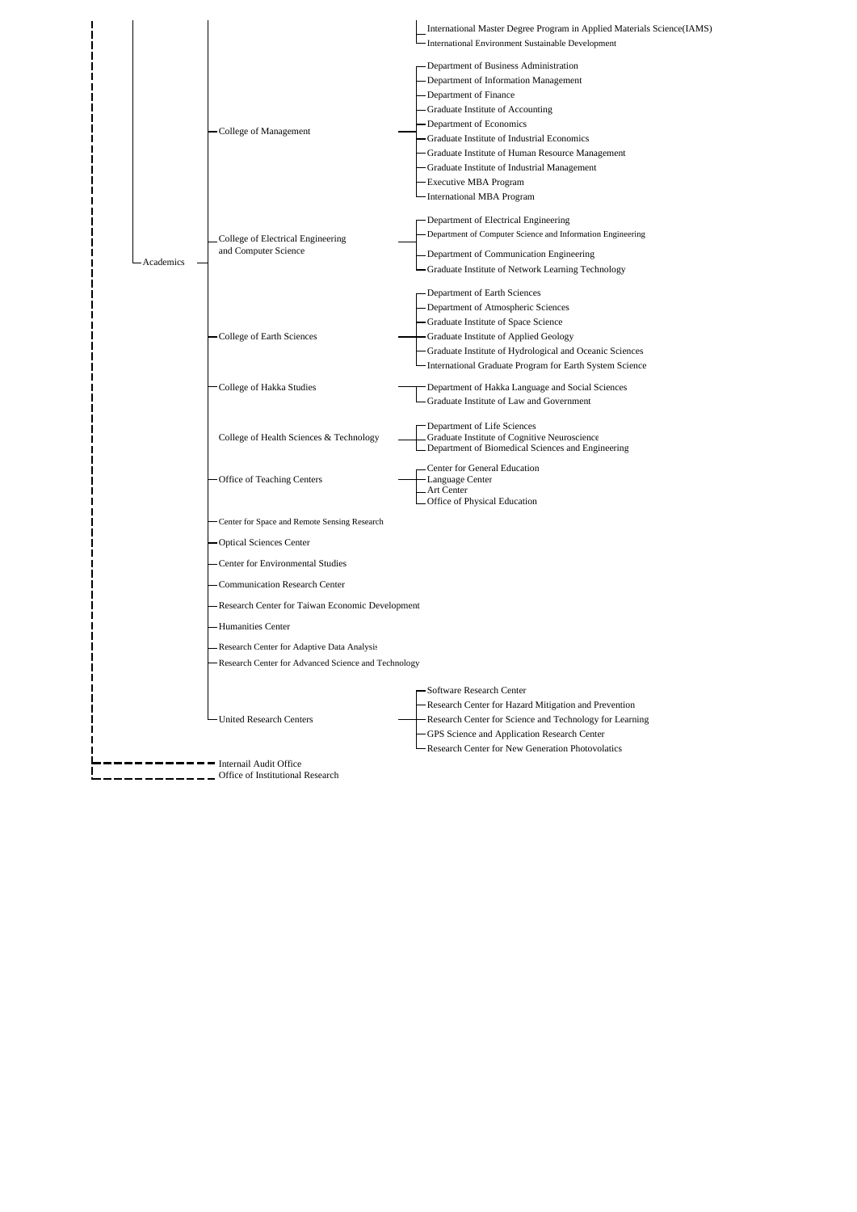- Academics
  - International Master Degree Program in Applied Materials Science(IAMS)
  - International Environment Sustainable Development
  - College of Management
    - Department of Business Administration
    - Department of Information Management
    - Department of Finance
    - Graduate Institute of Accounting
    - Department of Economics
    - Graduate Institute of Industrial Economics
    - Graduate Institute of Human Resource Management
    - Graduate Institute of Industrial Management
    - Executive MBA Program
    - International MBA Program
  - College of Electrical Engineering and Computer Science
    - Department of Electrical Engineering
    - Department of Computer Science and Information Engineering
    - Department of Communication Engineering
    - Graduate Institute of Network Learning Technology
  - College of Earth Sciences
    - Department of Earth Sciences
    - Department of Atmospheric Sciences
    - Graduate Institute of Space Science
    - Graduate Institute of Applied Geology
    - Graduate Institute of Hydrological and Oceanic Sciences
    - International Graduate Program for Earth System Science
  - College of Hakka Studies
    - Department of Hakka Language and Social Sciences
    - Graduate Institute of Law and Government
  - College of Health Sciences & Technology
    - Department of Life Sciences
    - Graduate Institute of Cognitive Neuroscience
    - Department of Biomedical Sciences and Engineering
  - Office of Teaching Centers
    - Center for General Education
    - Language Center
    - Art Center
    - Office of Physical Education
  - Center for Space and Remote Sensing Research
  - Optical Sciences Center
  - Center for Environmental Studies
  - Communication Research Center
  - Research Center for Taiwan Economic Development
  - Humanities Center
  - Research Center for Adaptive Data Analysis
  - Research Center for Advanced Science and Technology
  - United Research Centers
    - Software Research Center
    - Research Center for Hazard Mitigation and Prevention
    - Research Center for Science and Technology for Learning
    - GPS Science and Application Research Center
    - Research Center for New Generation Photovolatics
- Internail Audit Office
- Office of Institutional Research